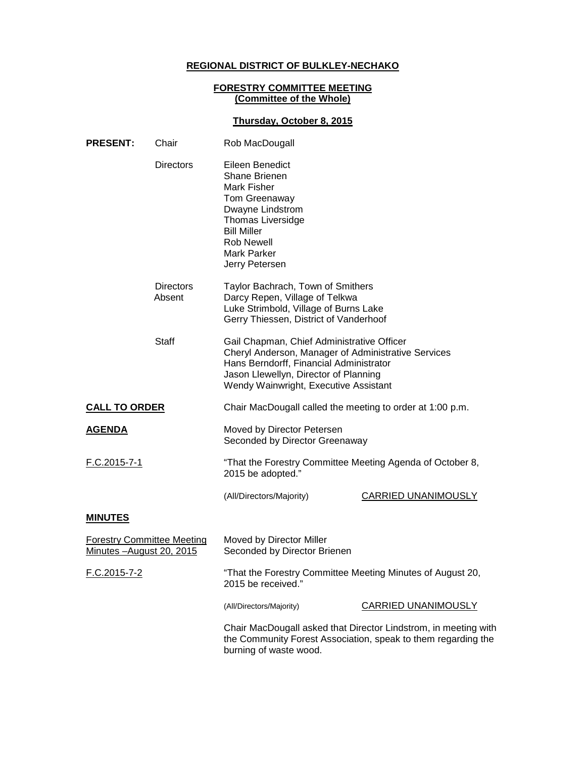**REGIONAL DISTRICT OF BULKLEY-NECHAKO**

**FORESTRY COMMITTEE MEETING**
**(Committee of the Whole)**

**Thursday, October 8, 2015**

**PRESENT:** Chair Rob MacDougall

Directors
Eileen Benedict
Shane Brienen
Mark Fisher
Tom Greenaway
Dwayne Lindstrom
Thomas Liversidge
Bill Miller
Rob Newell
Mark Parker
Jerry Petersen

Directors Absent
Taylor Bachrach, Town of Smithers
Darcy Repen, Village of Telkwa
Luke Strimbold, Village of Burns Lake
Gerry Thiessen, District of Vanderhoof

Staff
Gail Chapman, Chief Administrative Officer
Cheryl Anderson, Manager of Administrative Services
Hans Berndorff, Financial Administrator
Jason Llewellyn, Director of Planning
Wendy Wainwright, Executive Assistant

**CALL TO ORDER**

Chair MacDougall called the meeting to order at 1:00 p.m.

**AGENDA**

Moved by Director Petersen
Seconded by Director Greenaway

F.C.2015-7-1

"That the Forestry Committee Meeting Agenda of October 8, 2015 be adopted."

(All/Directors/Majority) CARRIED UNANIMOUSLY

**MINUTES**

Forestry Committee Meeting Minutes –August 20, 2015

Moved by Director Miller
Seconded by Director Brienen

F.C.2015-7-2

"That the Forestry Committee Meeting Minutes of August 20, 2015 be received."

(All/Directors/Majority) CARRIED UNANIMOUSLY

Chair MacDougall asked that Director Lindstrom, in meeting with the Community Forest Association, speak to them regarding the burning of waste wood.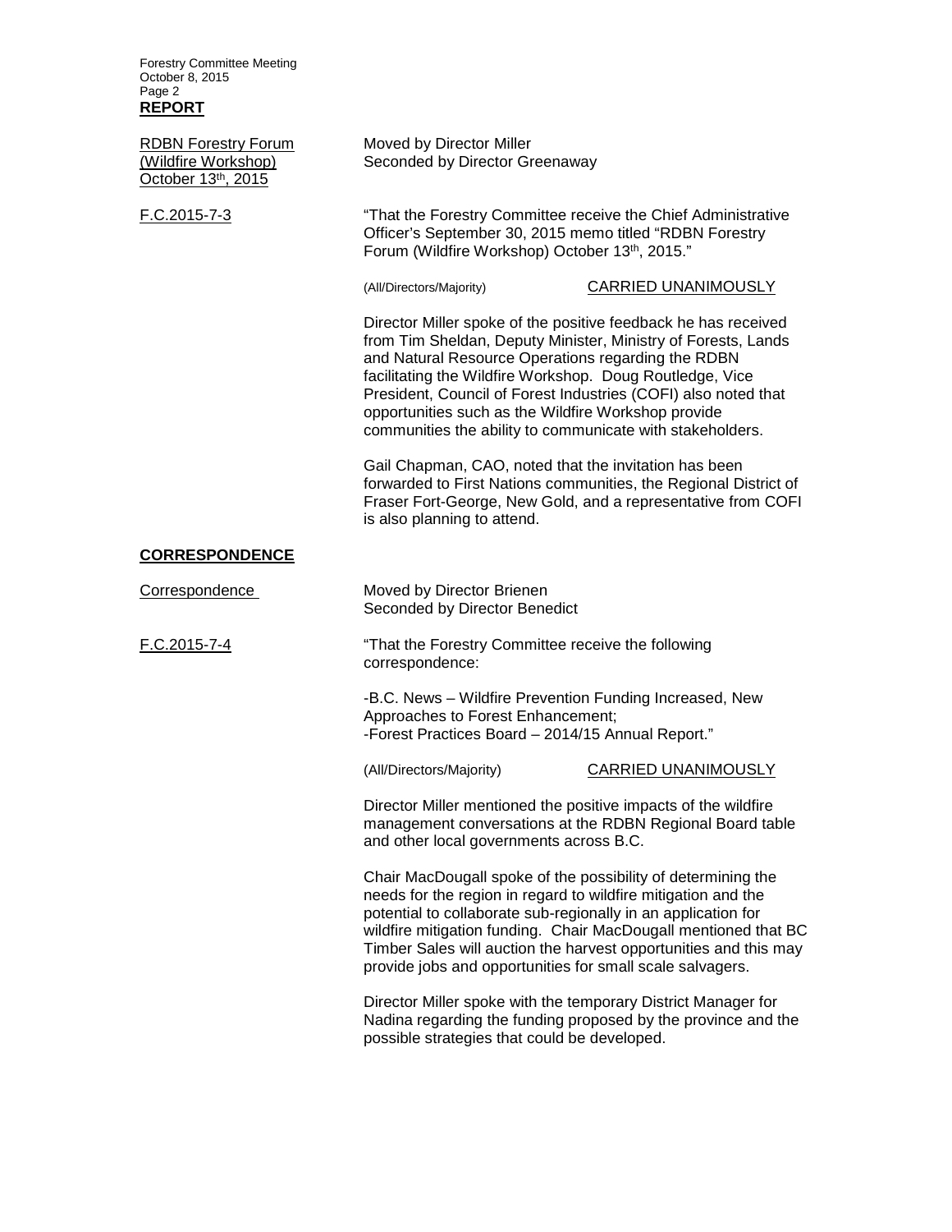## REPORT

RDBN Forestry Forum (Wildfire Workshop) October 13th, 2015

Moved by Director Miller
Seconded by Director Greenaway

F.C.2015-7-3

"That the Forestry Committee receive the Chief Administrative Officer's September 30, 2015 memo titled "RDBN Forestry Forum (Wildfire Workshop) October 13th, 2015."

(All/Directors/Majority) CARRIED UNANIMOUSLY

Director Miller spoke of the positive feedback he has received from Tim Sheldan, Deputy Minister, Ministry of Forests, Lands and Natural Resource Operations regarding the RDBN facilitating the Wildfire Workshop. Doug Routledge, Vice President, Council of Forest Industries (COFI) also noted that opportunities such as the Wildfire Workshop provide communities the ability to communicate with stakeholders.

Gail Chapman, CAO, noted that the invitation has been forwarded to First Nations communities, the Regional District of Fraser Fort-George, New Gold, and a representative from COFI is also planning to attend.

## CORRESPONDENCE

Correspondence

Moved by Director Brienen
Seconded by Director Benedict

F.C.2015-7-4

"That the Forestry Committee receive the following correspondence:

-B.C. News – Wildfire Prevention Funding Increased, New Approaches to Forest Enhancement;
-Forest Practices Board – 2014/15 Annual Report."

(All/Directors/Majority) CARRIED UNANIMOUSLY

Director Miller mentioned the positive impacts of the wildfire management conversations at the RDBN Regional Board table and other local governments across B.C.

Chair MacDougall spoke of the possibility of determining the needs for the region in regard to wildfire mitigation and the potential to collaborate sub-regionally in an application for wildfire mitigation funding. Chair MacDougall mentioned that BC Timber Sales will auction the harvest opportunities and this may provide jobs and opportunities for small scale salvagers.

Director Miller spoke with the temporary District Manager for Nadina regarding the funding proposed by the province and the possible strategies that could be developed.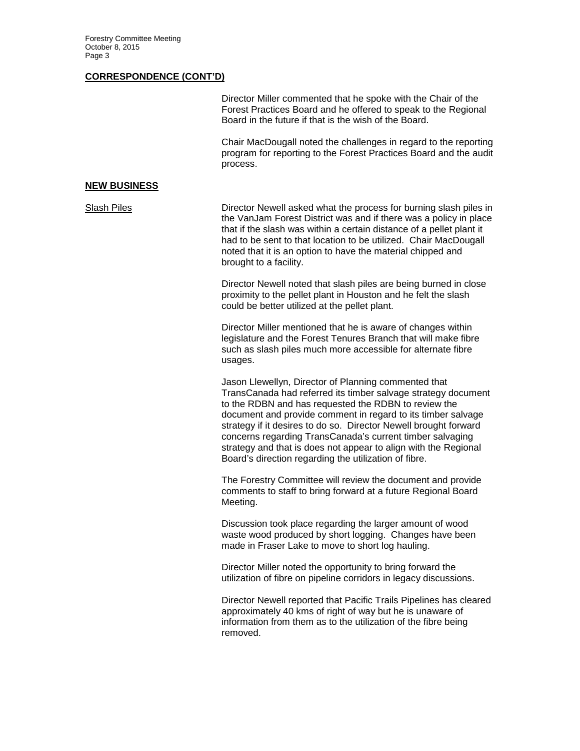## CORRESPONDENCE (CONT'D)

Director Miller commented that he spoke with the Chair of the Forest Practices Board and he offered to speak to the Regional Board in the future if that is the wish of the Board.

Chair MacDougall noted the challenges in regard to the reporting program for reporting to the Forest Practices Board and the audit process.

## NEW BUSINESS

**Slash Piles**

Director Newell asked what the process for burning slash piles in the VanJam Forest District was and if there was a policy in place that if the slash was within a certain distance of a pellet plant it had to be sent to that location to be utilized. Chair MacDougall noted that it is an option to have the material chipped and brought to a facility.

Director Newell noted that slash piles are being burned in close proximity to the pellet plant in Houston and he felt the slash could be better utilized at the pellet plant.

Director Miller mentioned that he is aware of changes within legislature and the Forest Tenures Branch that will make fibre such as slash piles much more accessible for alternate fibre usages.

Jason Llewellyn, Director of Planning commented that TransCanada had referred its timber salvage strategy document to the RDBN and has requested the RDBN to review the document and provide comment in regard to its timber salvage strategy if it desires to do so. Director Newell brought forward concerns regarding TransCanada's current timber salvaging strategy and that is does not appear to align with the Regional Board's direction regarding the utilization of fibre.

The Forestry Committee will review the document and provide comments to staff to bring forward at a future Regional Board Meeting.

Discussion took place regarding the larger amount of wood waste wood produced by short logging. Changes have been made in Fraser Lake to move to short log hauling.

Director Miller noted the opportunity to bring forward the utilization of fibre on pipeline corridors in legacy discussions.

Director Newell reported that Pacific Trails Pipelines has cleared approximately 40 kms of right of way but he is unaware of information from them as to the utilization of the fibre being removed.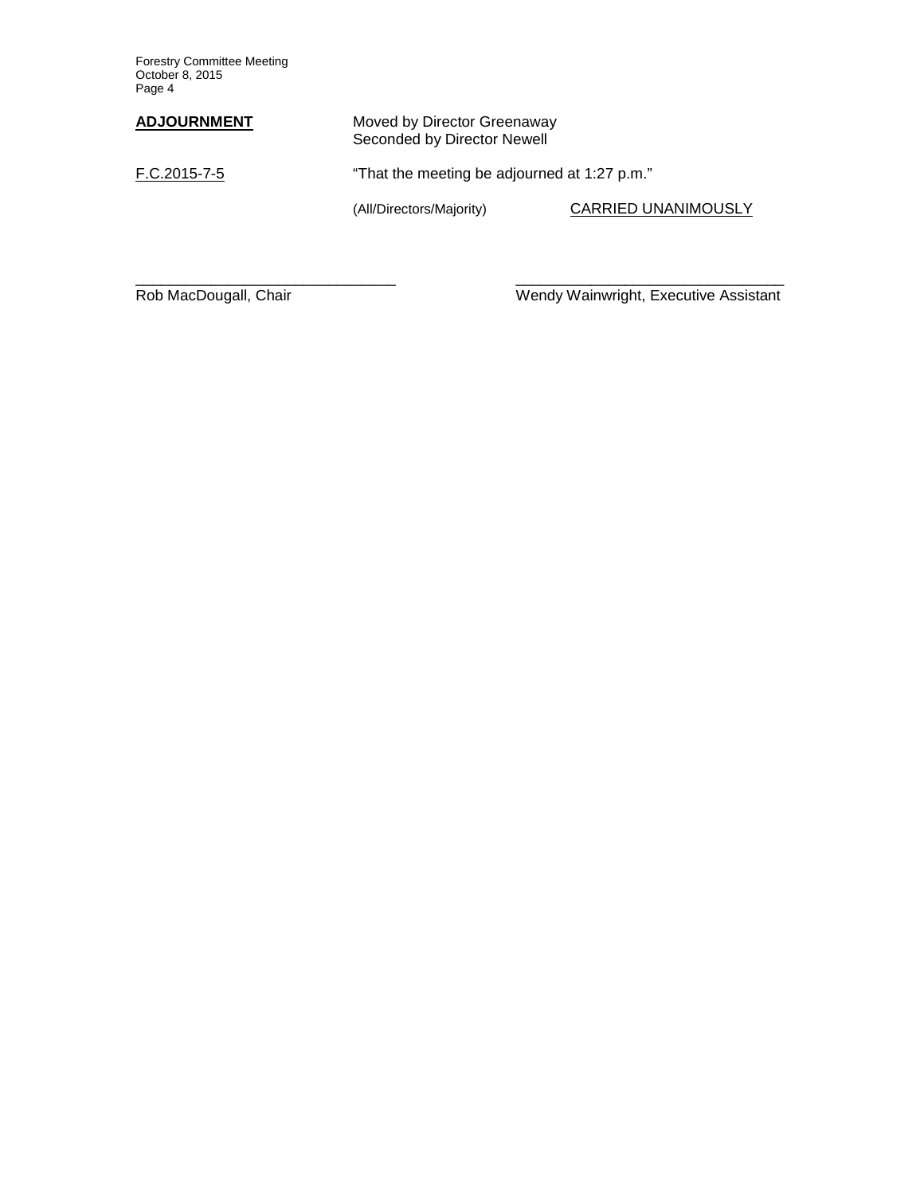**ADJOURNMENT**

Moved by Director Greenaway
Seconded by Director Newell

F.C.2015-7-5

"That the meeting be adjourned at 1:27 p.m."

(All/Directors/Majority) CARRIED UNANIMOUSLY

\_\_\_\_\_\_\_\_\_\_\_\_\_\_\_\_\_\_\_\_\_\_\_\_\_\_\_\_\_\_
Rob MacDougall, Chair

\_\_\_\_\_\_\_\_\_\_\_\_\_\_\_\_\_\_\_\_\_\_\_\_\_\_\_\_\_\_
Wendy Wainwright, Executive Assistant